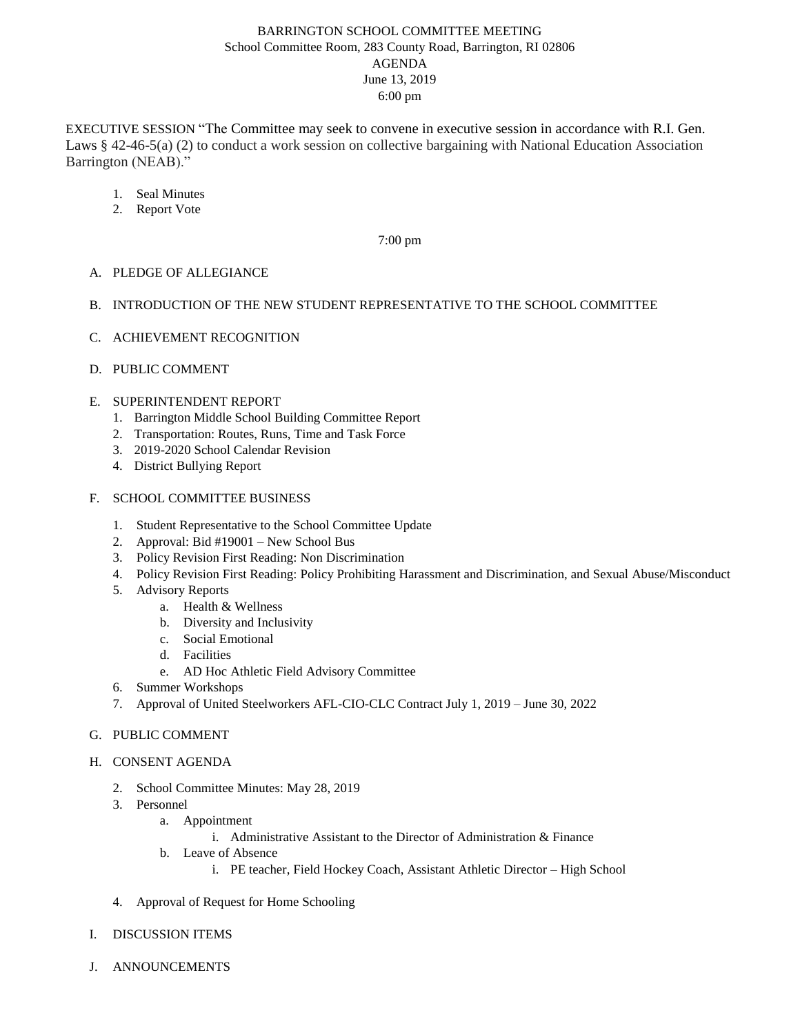# BARRINGTON SCHOOL COMMITTEE MEETING

School Committee Room, 283 County Road, Barrington, RI 02806

AGENDA

June 13, 2019

6:00 pm

EXECUTIVE SESSION "The Committee may seek to convene in executive session in accordance with R.I. Gen. Laws § 42-46-5(a) (2) to conduct a work session on collective bargaining with National Education Association Barrington (NEAB)."

1. Seal Minutes
2. Report Vote

7:00 pm

A. PLEDGE OF ALLEGIANCE

B. INTRODUCTION OF THE NEW STUDENT REPRESENTATIVE TO THE SCHOOL COMMITTEE

C. ACHIEVEMENT RECOGNITION

D. PUBLIC COMMENT

E. SUPERINTENDENT REPORT
   1. Barrington Middle School Building Committee Report
   2. Transportation: Routes, Runs, Time and Task Force
   3. 2019-2020 School Calendar Revision
   4. District Bullying Report

F. SCHOOL COMMITTEE BUSINESS
   1. Student Representative to the School Committee Update
   2. Approval: Bid #19001 – New School Bus
   3. Policy Revision First Reading: Non Discrimination
   4. Policy Revision First Reading: Policy Prohibiting Harassment and Discrimination, and Sexual Abuse/Misconduct
   5. Advisory Reports
      a. Health & Wellness
      b. Diversity and Inclusivity
      c. Social Emotional
      d. Facilities
      e. AD Hoc Athletic Field Advisory Committee
   6. Summer Workshops
   7. Approval of United Steelworkers AFL-CIO-CLC Contract July 1, 2019 – June 30, 2022

G. PUBLIC COMMENT

H. CONSENT AGENDA
   2. School Committee Minutes: May 28, 2019
   3. Personnel
      a. Appointment
         i. Administrative Assistant to the Director of Administration & Finance
      b. Leave of Absence
         i. PE teacher, Field Hockey Coach, Assistant Athletic Director – High School
   4. Approval of Request for Home Schooling

I. DISCUSSION ITEMS

J. ANNOUNCEMENTS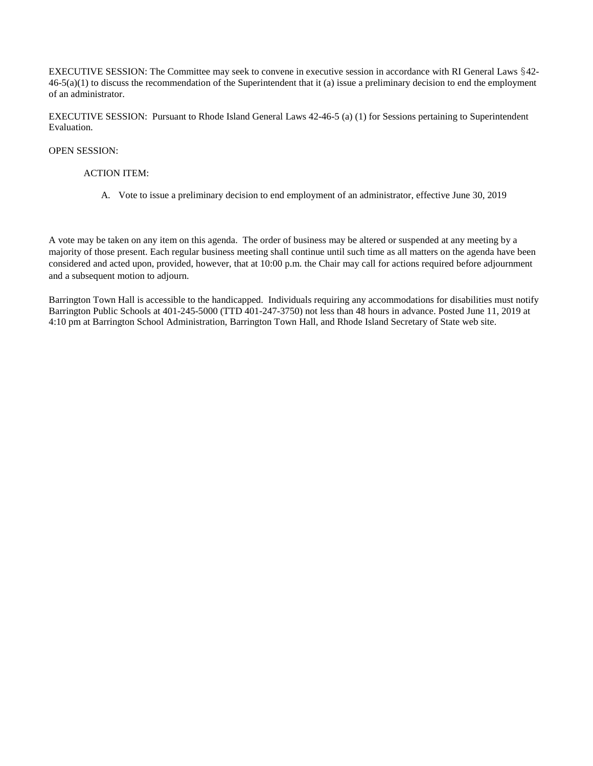EXECUTIVE SESSION: The Committee may seek to convene in executive session in accordance with RI General Laws §42-46-5(a)(1) to discuss the recommendation of the Superintendent that it (a) issue a preliminary decision to end the employment of an administrator.

EXECUTIVE SESSION: Pursuant to Rhode Island General Laws 42-46-5 (a) (1) for Sessions pertaining to Superintendent Evaluation.

OPEN SESSION:

ACTION ITEM:

A. Vote to issue a preliminary decision to end employment of an administrator, effective June 30, 2019

A vote may be taken on any item on this agenda. The order of business may be altered or suspended at any meeting by a majority of those present. Each regular business meeting shall continue until such time as all matters on the agenda have been considered and acted upon, provided, however, that at 10:00 p.m. the Chair may call for actions required before adjournment and a subsequent motion to adjourn.

Barrington Town Hall is accessible to the handicapped. Individuals requiring any accommodations for disabilities must notify Barrington Public Schools at 401-245-5000 (TTD 401-247-3750) not less than 48 hours in advance. Posted June 11, 2019 at 4:10 pm at Barrington School Administration, Barrington Town Hall, and Rhode Island Secretary of State web site.